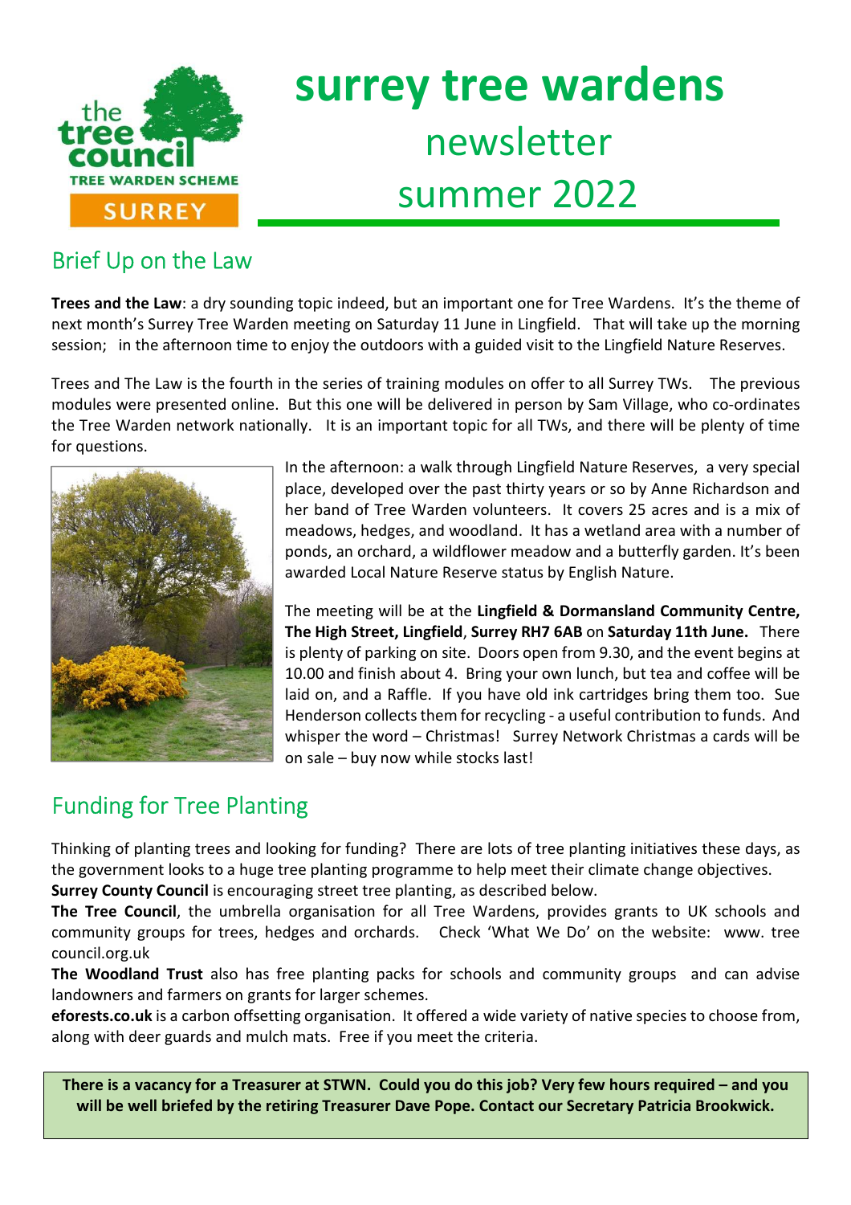# surrey tree wardens

newsletter

summer 2022

## Brief Up on the Law

**Trees and the Law**: a dry sounding topic indeed, but an important one for Tree Wardens. It's the theme of next month's Surrey Tree Warden meeting on Saturday 11 June in Lingfield. That will take up the morning session; in the afternoon time to enjoy the outdoors with a guided visit to the Lingfield Nature Reserves.

Trees and The Law is the fourth in the series of training modules on offer to all Surrey TWs. The previous modules were presented online. But this one will be delivered in person by Sam Village, who co-ordinates the Tree Warden network nationally. It is an important topic for all TWs, and there will be plenty of time for questions.

In the afternoon: a walk through Lingfield Nature Reserves, a very special place, developed over the past thirty years or so by Anne Richardson and her band of Tree Warden volunteers. It covers 25 acres and is a mix of meadows, hedges, and woodland. It has a wetland area with a number of ponds, an orchard, a wildflower meadow and a butterfly garden. It's been awarded Local Nature Reserve status by English Nature.

The meeting will be at the **Lingfield & Dormansland Community Centre, The High Street, Lingfield**, **Surrey RH7 6AB** on **Saturday 11th June.** There is plenty of parking on site. Doors open from 9.30, and the event begins at 10.00 and finish about 4. Bring your own lunch, but tea and coffee will be laid on, and a Raffle. If you have old ink cartridges bring them too. Sue Henderson collects them for recycling - a useful contribution to funds. And whisper the word – Christmas! Surrey Network Christmas a cards will be on sale – buy now while stocks last!

## Funding for Tree Planting

Thinking of planting trees and looking for funding? There are lots of tree planting initiatives these days, as the government looks to a huge tree planting programme to help meet their climate change objectives.

**Surrey County Council** is encouraging street tree planting, as described below.

**The Tree Council**, the umbrella organisation for all Tree Wardens, provides grants to UK schools and community groups for trees, hedges and orchards. Check 'What We Do' on the website: www. tree council.org.uk

**The Woodland Trust** also has free planting packs for schools and community groups and can advise landowners and farmers on grants for larger schemes.

**eforests.co.uk** is a carbon offsetting organisation. It offered a wide variety of native species to choose from, along with deer guards and mulch mats. Free if you meet the criteria.

**There is a vacancy for a Treasurer at STWN. Could you do this job? Very few hours required – and you will be well briefed by the retiring Treasurer Dave Pope. Contact our Secretary Patricia Brookwick.**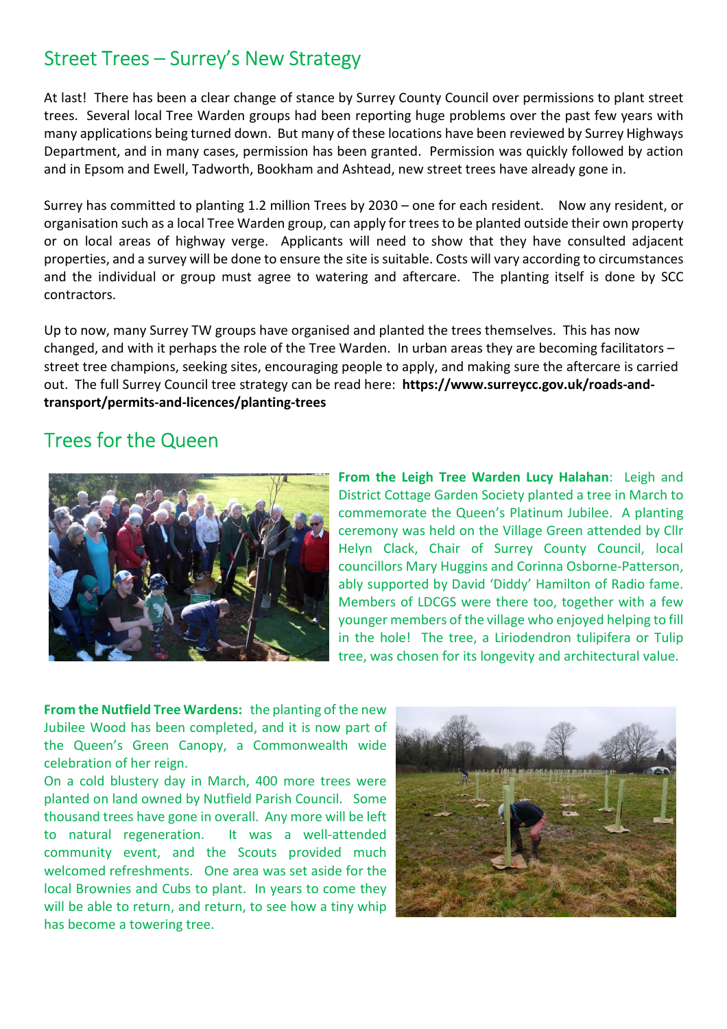## Street Trees – Surrey's New Strategy

At last! There has been a clear change of stance by Surrey County Council over permissions to plant street trees. Several local Tree Warden groups had been reporting huge problems over the past few years with many applications being turned down. But many of these locations have been reviewed by Surrey Highways Department, and in many cases, permission has been granted. Permission was quickly followed by action and in Epsom and Ewell, Tadworth, Bookham and Ashtead, new street trees have already gone in.

Surrey has committed to planting 1.2 million Trees by 2030 – one for each resident. Now any resident, or organisation such as a local Tree Warden group, can apply for trees to be planted outside their own property or on local areas of highway verge. Applicants will need to show that they have consulted adjacent properties, and a survey will be done to ensure the site is suitable. Costs will vary according to circumstances and the individual or group must agree to watering and aftercare. The planting itself is done by SCC contractors.

Up to now, many Surrey TW groups have organised and planted the trees themselves. This has now changed, and with it perhaps the role of the Tree Warden. In urban areas they are becoming facilitators – street tree champions, seeking sites, encouraging people to apply, and making sure the aftercare is carried out. The full Surrey Council tree strategy can be read here: **https://www.surreycc.gov.uk/roads-and-transport/permits-and-licences/planting-trees**

## Trees for the Queen

**From the Leigh Tree Warden Lucy Halahan**: Leigh and District Cottage Garden Society planted a tree in March to commemorate the Queen's Platinum Jubilee. A planting ceremony was held on the Village Green attended by Cllr Helyn Clack, Chair of Surrey County Council, local councillors Mary Huggins and Corinna Osborne-Patterson, ably supported by David 'Diddy' Hamilton of Radio fame. Members of LDCGS were there too, together with a few younger members of the village who enjoyed helping to fill in the hole! The tree, a Liriodendron tulipifera or Tulip tree, was chosen for its longevity and architectural value.

**From the Nutfield Tree Wardens:** the planting of the new Jubilee Wood has been completed, and it is now part of the Queen's Green Canopy, a Commonwealth wide celebration of her reign.

On a cold blustery day in March, 400 more trees were planted on land owned by Nutfield Parish Council. Some thousand trees have gone in overall. Any more will be left to natural regeneration. It was a well-attended community event, and the Scouts provided much welcomed refreshments. One area was set aside for the local Brownies and Cubs to plant. In years to come they will be able to return, and return, to see how a tiny whip has become a towering tree.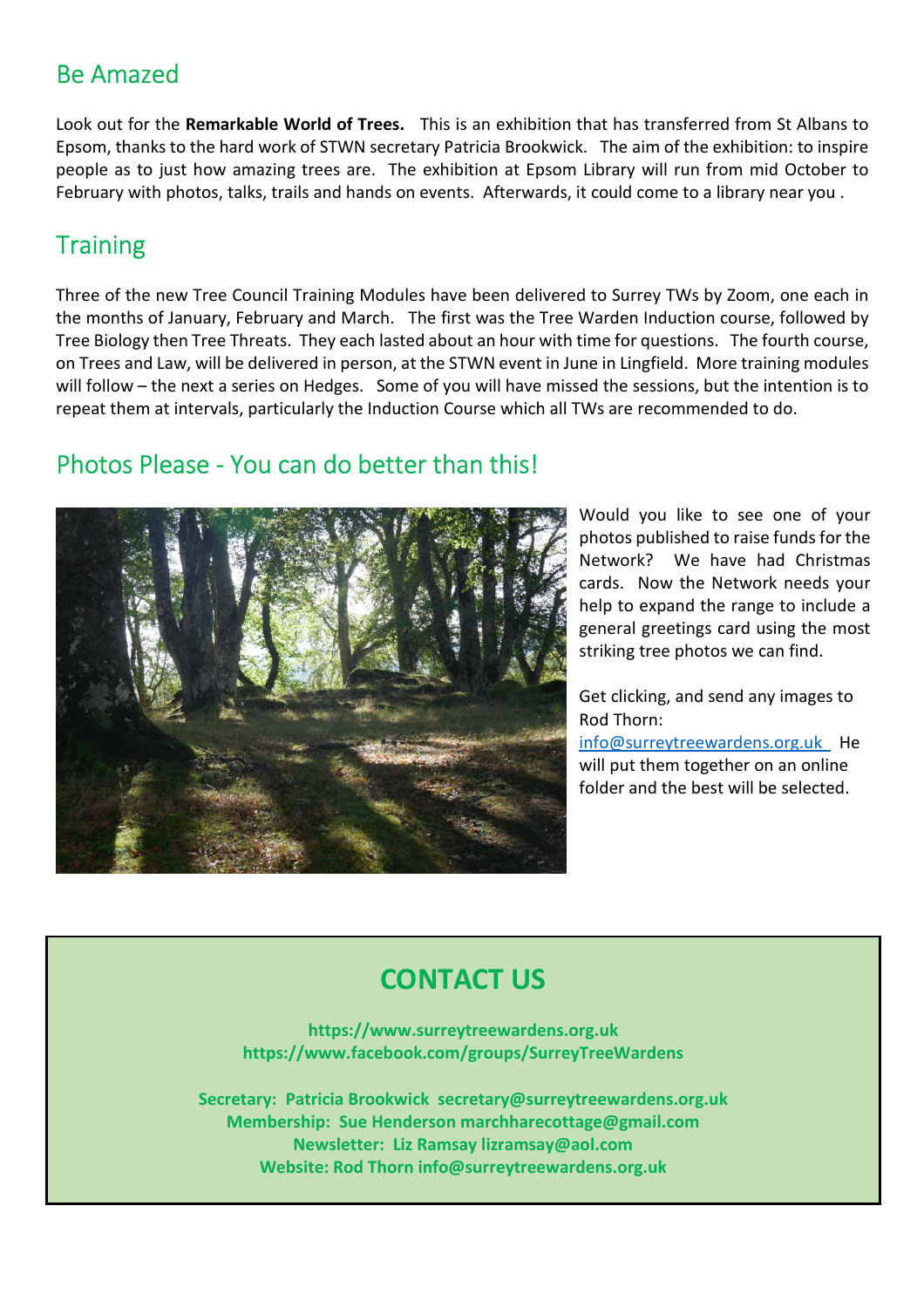## Be Amazed

Look out for the **Remarkable World of Trees.** This is an exhibition that has transferred from St Albans to Epsom, thanks to the hard work of STWN secretary Patricia Brookwick. The aim of the exhibition: to inspire people as to just how amazing trees are. The exhibition at Epsom Library will run from mid October to February with photos, talks, trails and hands on events. Afterwards, it could come to a library near you .

## Training

Three of the new Tree Council Training Modules have been delivered to Surrey TWs by Zoom, one each in the months of January, February and March. The first was the Tree Warden Induction course, followed by Tree Biology then Tree Threats. They each lasted about an hour with time for questions. The fourth course, on Trees and Law, will be delivered in person, at the STWN event in June in Lingfield. More training modules will follow – the next a series on Hedges. Some of you will have missed the sessions, but the intention is to repeat them at intervals, particularly the Induction Course which all TWs are recommended to do.

## Photos Please - You can do better than this!

Would you like to see one of your photos published to raise funds for the Network? We have had Christmas cards. Now the Network needs your help to expand the range to include a general greetings card using the most striking tree photos we can find.

Get clicking, and send any images to Rod Thorn: info@surreytreewardens.org.uk He will put them together on an online folder and the best will be selected.

## CONTACT US

**https://www.surreytreewardens.org.uk**
**https://www.facebook.com/groups/SurreyTreeWardens**

**Secretary: Patricia Brookwick secretary@surreytreewardens.org.uk**
**Membership: Sue Henderson marchharecottage@gmail.com**
**Newsletter: Liz Ramsay lizramsay@aol.com**
**Website: Rod Thorn info@surreytreewardens.org.uk**